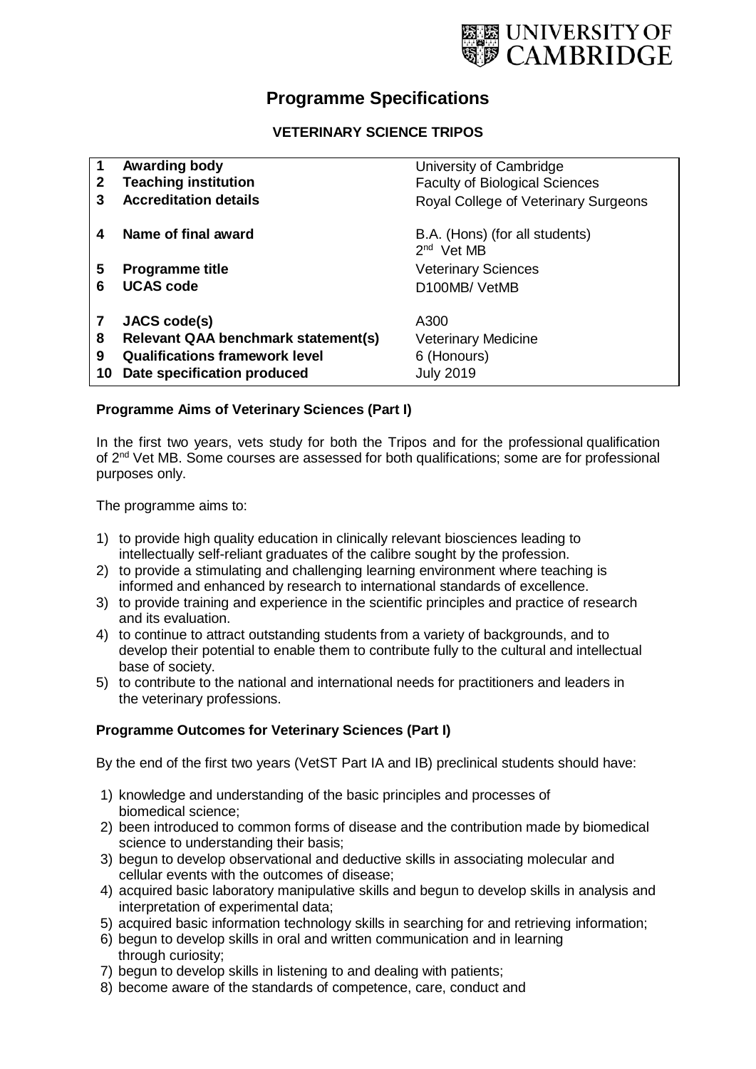UNIVERSITY OF CAMBRIDGE

# Programme Specifications

## VETERINARY SCIENCE TRIPOS

| | | |
|---|---|---|
| 1 | **Awarding body** | University of Cambridge |
| 2 | **Teaching institution** | Faculty of Biological Sciences |
| 3 | **Accreditation details** | Royal College of Veterinary Surgeons |
| 4 | **Name of final award** | B.A. (Hons) (for all students)<br>2nd Vet MB |
| 5 | **Programme title** | Veterinary Sciences |
| 6 | **UCAS code** | D100MB/ VetMB |
| 7 | **JACS code(s)** | A300 |
| 8 | **Relevant QAA benchmark statement(s)** | Veterinary Medicine |
| 9 | **Qualifications framework level** | 6 (Honours) |
| 10 | **Date specification produced** | July 2019 |

### Programme Aims of Veterinary Sciences (Part I)

In the first two years, vets study for both the Tripos and for the professional qualification of 2nd Vet MB. Some courses are assessed for both qualifications; some are for professional purposes only.

The programme aims to:

1) to provide high quality education in clinically relevant biosciences leading to intellectually self-reliant graduates of the calibre sought by the profession.
2) to provide a stimulating and challenging learning environment where teaching is informed and enhanced by research to international standards of excellence.
3) to provide training and experience in the scientific principles and practice of research and its evaluation.
4) to continue to attract outstanding students from a variety of backgrounds, and to develop their potential to enable them to contribute fully to the cultural and intellectual base of society.
5) to contribute to the national and international needs for practitioners and leaders in the veterinary professions.

### Programme Outcomes for Veterinary Sciences (Part I)

By the end of the first two years (VetST Part IA and IB) preclinical students should have:

1) knowledge and understanding of the basic principles and processes of biomedical science;
2) been introduced to common forms of disease and the contribution made by biomedical science to understanding their basis;
3) begun to develop observational and deductive skills in associating molecular and cellular events with the outcomes of disease;
4) acquired basic laboratory manipulative skills and begun to develop skills in analysis and interpretation of experimental data;
5) acquired basic information technology skills in searching for and retrieving information;
6) begun to develop skills in oral and written communication and in learning through curiosity;
7) begun to develop skills in listening to and dealing with patients;
8) become aware of the standards of competence, care, conduct and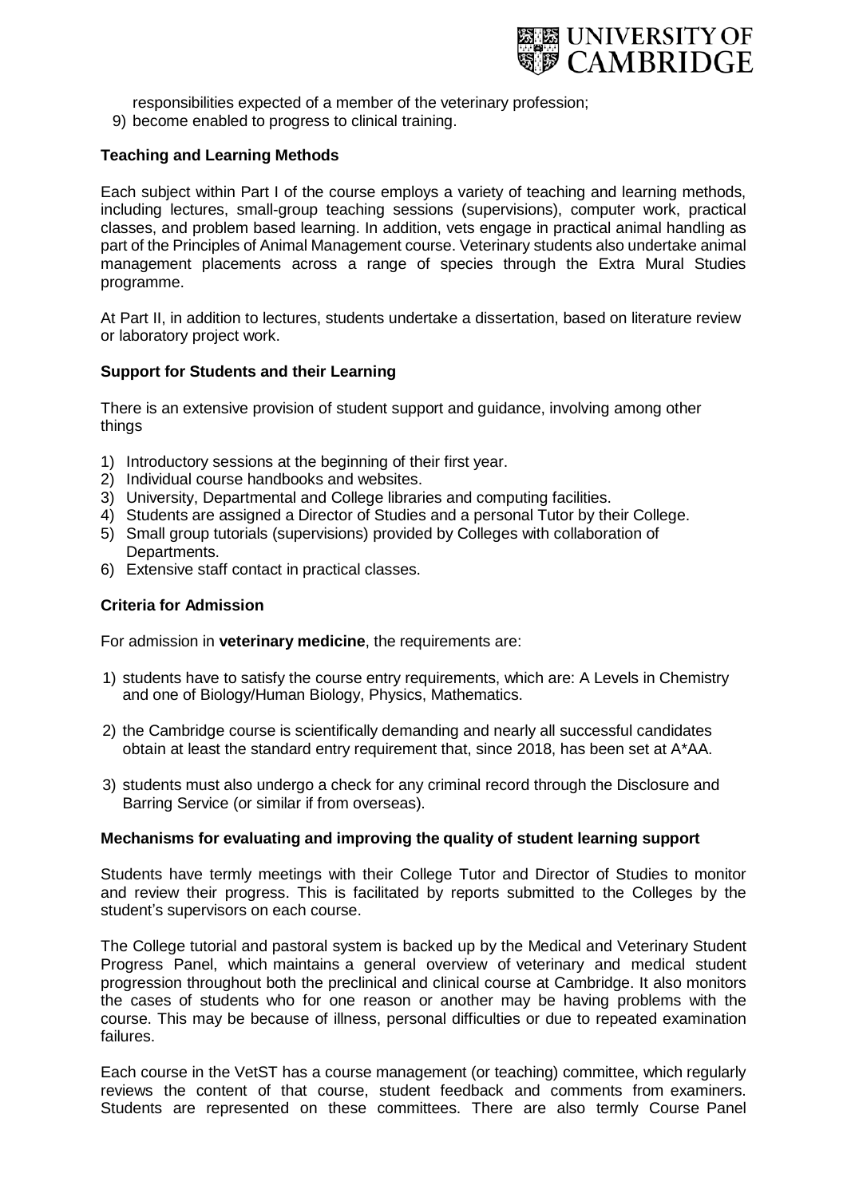responsibilities expected of a member of the veterinary profession;

9) become enabled to progress to clinical training.

**Teaching and Learning Methods**

Each subject within Part I of the course employs a variety of teaching and learning methods, including lectures, small-group teaching sessions (supervisions), computer work, practical classes, and problem based learning. In addition, vets engage in practical animal handling as part of the Principles of Animal Management course. Veterinary students also undertake animal management placements across a range of species through the Extra Mural Studies programme.

At Part II, in addition to lectures, students undertake a dissertation, based on literature review or laboratory project work.

**Support for Students and their Learning**

There is an extensive provision of student support and guidance, involving among other things

1) Introductory sessions at the beginning of their first year.
2) Individual course handbooks and websites.
3) University, Departmental and College libraries and computing facilities.
4) Students are assigned a Director of Studies and a personal Tutor by their College.
5) Small group tutorials (supervisions) provided by Colleges with collaboration of Departments.
6) Extensive staff contact in practical classes.

**Criteria for Admission**

For admission in **veterinary medicine**, the requirements are:

1) students have to satisfy the course entry requirements, which are: A Levels in Chemistry and one of Biology/Human Biology, Physics, Mathematics.

2) the Cambridge course is scientifically demanding and nearly all successful candidates obtain at least the standard entry requirement that, since 2018, has been set at A*AA.

3) students must also undergo a check for any criminal record through the Disclosure and Barring Service (or similar if from overseas).

**Mechanisms for evaluating and improving the quality of student learning support**

Students have termly meetings with their College Tutor and Director of Studies to monitor and review their progress. This is facilitated by reports submitted to the Colleges by the student's supervisors on each course.

The College tutorial and pastoral system is backed up by the Medical and Veterinary Student Progress Panel, which maintains a general overview of veterinary and medical student progression throughout both the preclinical and clinical course at Cambridge. It also monitors the cases of students who for one reason or another may be having problems with the course. This may be because of illness, personal difficulties or due to repeated examination failures.

Each course in the VetST has a course management (or teaching) committee, which regularly reviews the content of that course, student feedback and comments from examiners. Students are represented on these committees. There are also termly Course Panel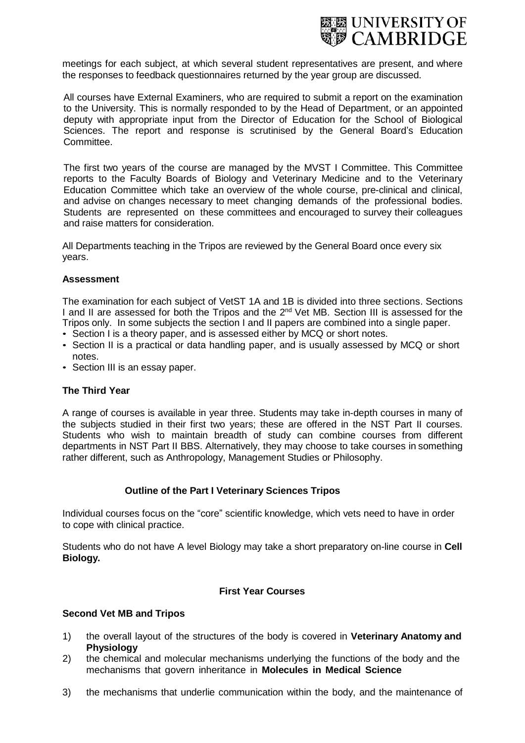meetings for each subject, at which several student representatives are present, and where the responses to feedback questionnaires returned by the year group are discussed.

All courses have External Examiners, who are required to submit a report on the examination to the University. This is normally responded to by the Head of Department, or an appointed deputy with appropriate input from the Director of Education for the School of Biological Sciences. The report and response is scrutinised by the General Board's Education Committee.

The first two years of the course are managed by the MVST I Committee. This Committee reports to the Faculty Boards of Biology and Veterinary Medicine and to the Veterinary Education Committee which take an overview of the whole course, pre-clinical and clinical, and advise on changes necessary to meet changing demands of the professional bodies. Students are represented on these committees and encouraged to survey their colleagues and raise matters for consideration.

All Departments teaching in the Tripos are reviewed by the General Board once every six years.

**Assessment**

The examination for each subject of VetST 1A and 1B is divided into three sections. Sections I and II are assessed for both the Tripos and the 2nd Vet MB. Section III is assessed for the Tripos only. In some subjects the section I and II papers are combined into a single paper.

- Section I is a theory paper, and is assessed either by MCQ or short notes.
- Section II is a practical or data handling paper, and is usually assessed by MCQ or short notes.
- Section III is an essay paper.

**The Third Year**

A range of courses is available in year three. Students may take in-depth courses in many of the subjects studied in their first two years; these are offered in the NST Part II courses. Students who wish to maintain breadth of study can combine courses from different departments in NST Part II BBS. Alternatively, they may choose to take courses in something rather different, such as Anthropology, Management Studies or Philosophy.

**Outline of the Part I Veterinary Sciences Tripos**

Individual courses focus on the "core" scientific knowledge, which vets need to have in order to cope with clinical practice.

Students who do not have A level Biology may take a short preparatory on-line course in **Cell Biology.**

**First Year Courses**

**Second Vet MB and Tripos**

1) the overall layout of the structures of the body is covered in **Veterinary Anatomy and Physiology**
2) the chemical and molecular mechanisms underlying the functions of the body and the mechanisms that govern inheritance in **Molecules in Medical Science**
3) the mechanisms that underlie communication within the body, and the maintenance of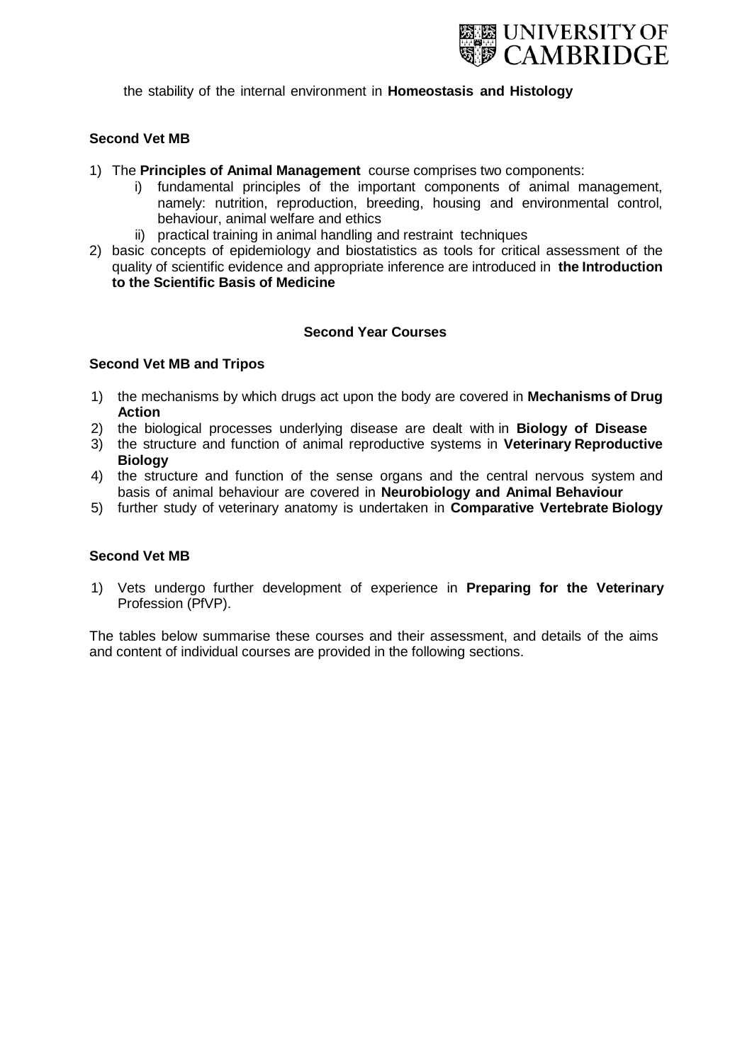the stability of the internal environment in **Homeostasis and Histology**

**Second Vet MB**

1) The **Principles of Animal Management** course comprises two components:
   i) fundamental principles of the important components of animal management, namely: nutrition, reproduction, breeding, housing and environmental control, behaviour, animal welfare and ethics
   ii) practical training in animal handling and restraint techniques
2) basic concepts of epidemiology and biostatistics as tools for critical assessment of the quality of scientific evidence and appropriate inference are introduced in **the Introduction to the Scientific Basis of Medicine**

## Second Year Courses

**Second Vet MB and Tripos**

1) the mechanisms by which drugs act upon the body are covered in **Mechanisms of Drug Action**
2) the biological processes underlying disease are dealt with in **Biology of Disease**
3) the structure and function of animal reproductive systems in **Veterinary Reproductive Biology**
4) the structure and function of the sense organs and the central nervous system and basis of animal behaviour are covered in **Neurobiology and Animal Behaviour**
5) further study of veterinary anatomy is undertaken in **Comparative Vertebrate Biology**

**Second Vet MB**

1) Vets undergo further development of experience in **Preparing for the Veterinary** Profession (PfVP).

The tables below summarise these courses and their assessment, and details of the aims and content of individual courses are provided in the following sections.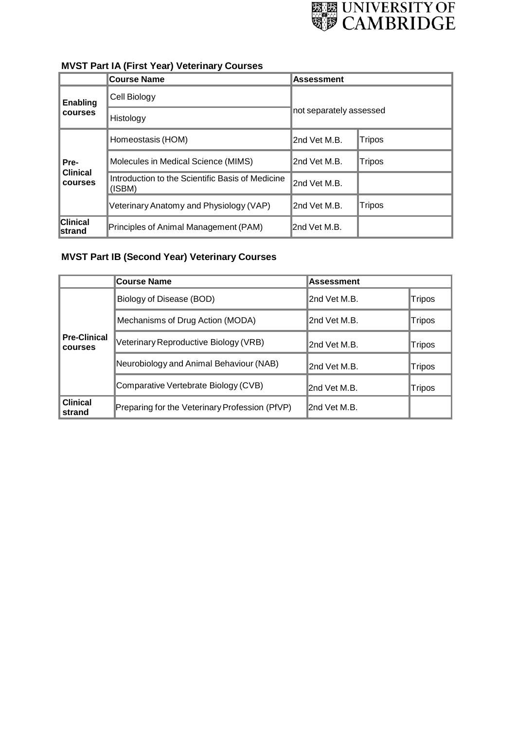### MVST Part IA (First Year) Veterinary Courses

| | Course Name | Assessment | |
|---|---|---|---|
| Enabling courses | Cell Biology | not separately assessed | |
| | Histology | | |
| Pre-Clinical courses | Homeostasis (HOM) | 2nd Vet M.B. | Tripos |
| | Molecules in Medical Science (MIMS) | 2nd Vet M.B. | Tripos |
| | Introduction to the Scientific Basis of Medicine (ISBM) | 2nd Vet M.B. | |
| | Veterinary Anatomy and Physiology (VAP) | 2nd Vet M.B. | Tripos |
| Clinical strand | Principles of Animal Management (PAM) | 2nd Vet M.B. | |

### MVST Part IB (Second Year) Veterinary Courses

| | Course Name | Assessment | |
|---|---|---|---|
| Pre-Clinical courses | Biology of Disease (BOD) | 2nd Vet M.B. | Tripos |
| | Mechanisms of Drug Action (MODA) | 2nd Vet M.B. | Tripos |
| | Veterinary Reproductive Biology (VRB) | 2nd Vet M.B. | Tripos |
| | Neurobiology and Animal Behaviour (NAB) | 2nd Vet M.B. | Tripos |
| | Comparative Vertebrate Biology (CVB) | 2nd Vet M.B. | Tripos |
| Clinical strand | Preparing for the Veterinary Profession (PfVP) | 2nd Vet M.B. | |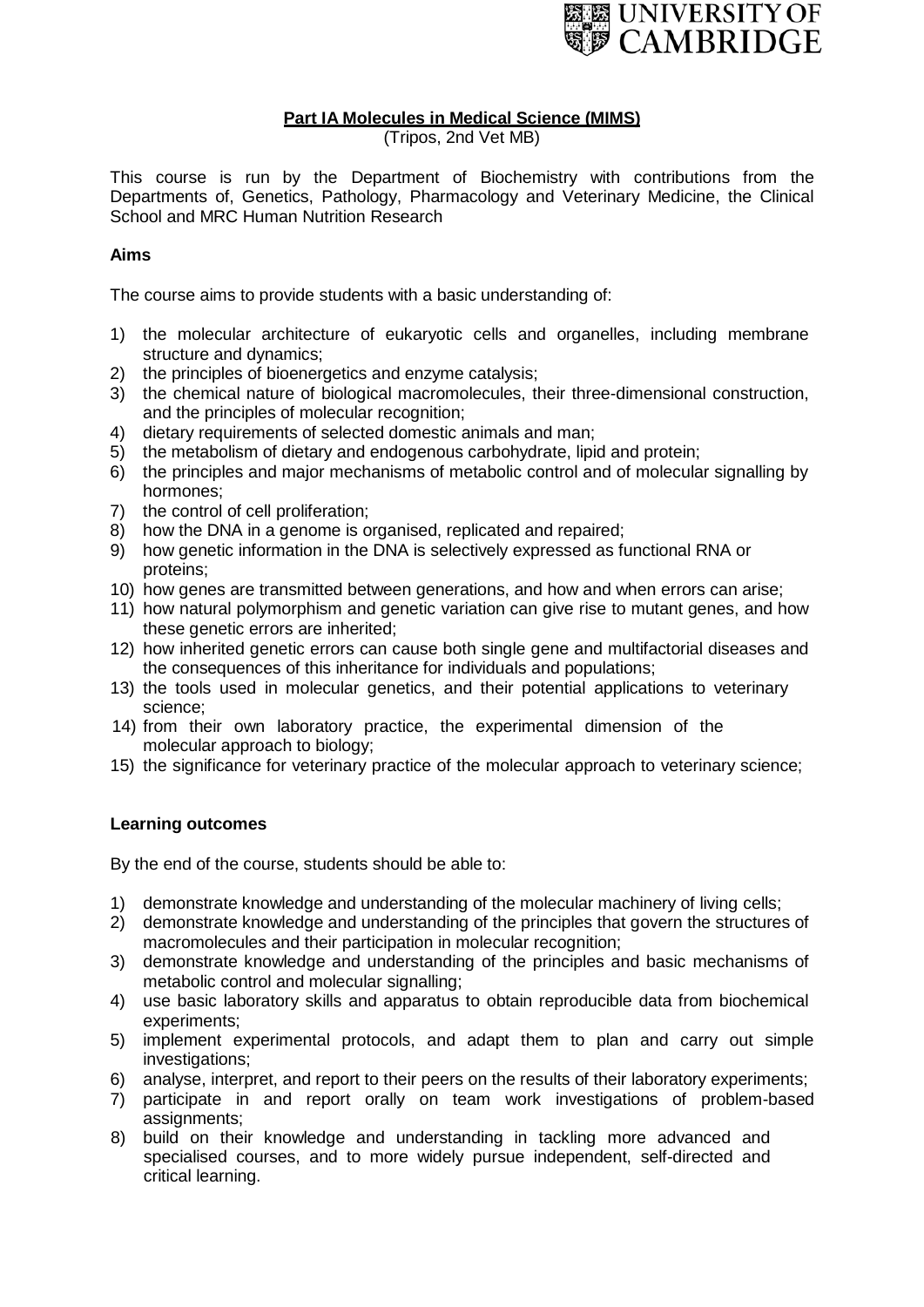**Part IA Molecules in Medical Science (MIMS)**

(Tripos, 2nd Vet MB)

This course is run by the Department of Biochemistry with contributions from the Departments of, Genetics, Pathology, Pharmacology and Veterinary Medicine, the Clinical School and MRC Human Nutrition Research

**Aims**

The course aims to provide students with a basic understanding of:

1) the molecular architecture of eukaryotic cells and organelles, including membrane structure and dynamics;
2) the principles of bioenergetics and enzyme catalysis;
3) the chemical nature of biological macromolecules, their three-dimensional construction, and the principles of molecular recognition;
4) dietary requirements of selected domestic animals and man;
5) the metabolism of dietary and endogenous carbohydrate, lipid and protein;
6) the principles and major mechanisms of metabolic control and of molecular signalling by hormones;
7) the control of cell proliferation;
8) how the DNA in a genome is organised, replicated and repaired;
9) how genetic information in the DNA is selectively expressed as functional RNA or proteins;
10) how genes are transmitted between generations, and how and when errors can arise;
11) how natural polymorphism and genetic variation can give rise to mutant genes, and how these genetic errors are inherited;
12) how inherited genetic errors can cause both single gene and multifactorial diseases and the consequences of this inheritance for individuals and populations;
13) the tools used in molecular genetics, and their potential applications to veterinary science;
14) from their own laboratory practice, the experimental dimension of the molecular approach to biology;
15) the significance for veterinary practice of the molecular approach to veterinary science;

**Learning outcomes**

By the end of the course, students should be able to:

1) demonstrate knowledge and understanding of the molecular machinery of living cells;
2) demonstrate knowledge and understanding of the principles that govern the structures of macromolecules and their participation in molecular recognition;
3) demonstrate knowledge and understanding of the principles and basic mechanisms of metabolic control and molecular signalling;
4) use basic laboratory skills and apparatus to obtain reproducible data from biochemical experiments;
5) implement experimental protocols, and adapt them to plan and carry out simple investigations;
6) analyse, interpret, and report to their peers on the results of their laboratory experiments;
7) participate in and report orally on team work investigations of problem-based assignments;
8) build on their knowledge and understanding in tackling more advanced and specialised courses, and to more widely pursue independent, self-directed and critical learning.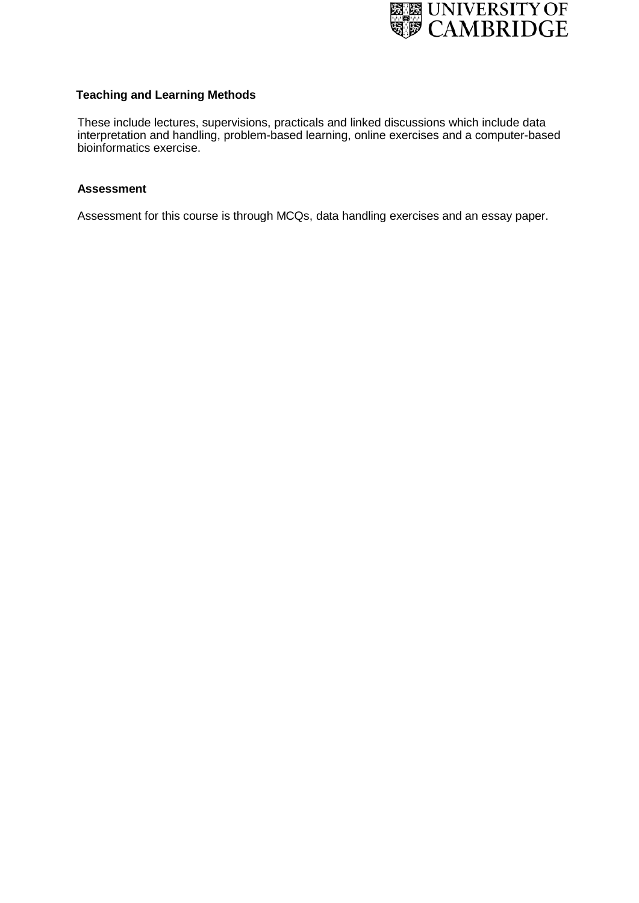### Teaching and Learning Methods

These include lectures, supervisions, practicals and linked discussions which include data interpretation and handling, problem-based learning, online exercises and a computer-based bioinformatics exercise.

### Assessment

Assessment for this course is through MCQs, data handling exercises and an essay paper.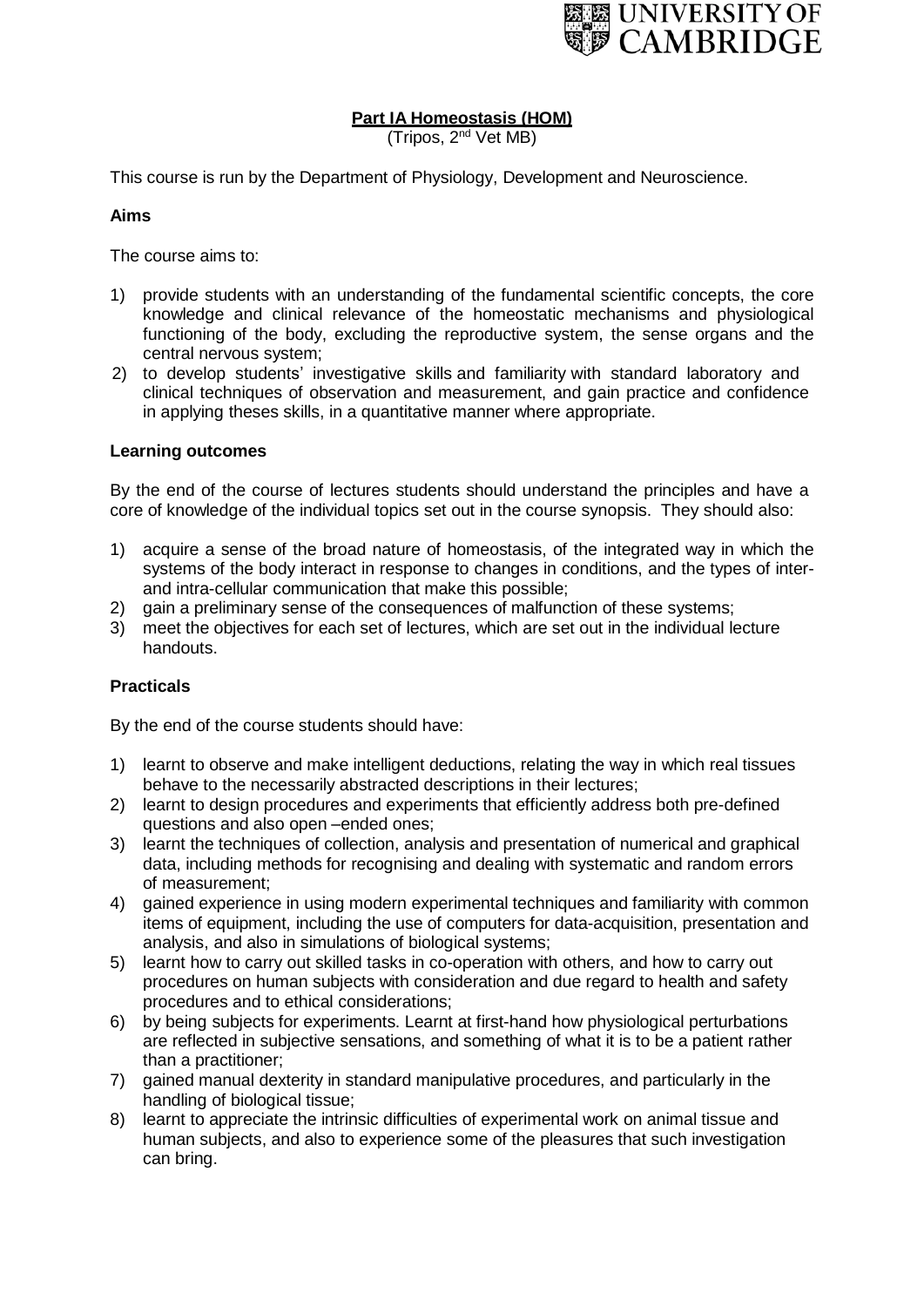**Part IA Homeostasis (HOM)**

(Tripos, 2nd Vet MB)

This course is run by the Department of Physiology, Development and Neuroscience.

**Aims**

The course aims to:

1) provide students with an understanding of the fundamental scientific concepts, the core knowledge and clinical relevance of the homeostatic mechanisms and physiological functioning of the body, excluding the reproductive system, the sense organs and the central nervous system;
2) to develop students' investigative skills and familiarity with standard laboratory and clinical techniques of observation and measurement, and gain practice and confidence in applying theses skills, in a quantitative manner where appropriate.

**Learning outcomes**

By the end of the course of lectures students should understand the principles and have a core of knowledge of the individual topics set out in the course synopsis. They should also:

1) acquire a sense of the broad nature of homeostasis, of the integrated way in which the systems of the body interact in response to changes in conditions, and the types of inter- and intra-cellular communication that make this possible;
2) gain a preliminary sense of the consequences of malfunction of these systems;
3) meet the objectives for each set of lectures, which are set out in the individual lecture handouts.

**Practicals**

By the end of the course students should have:

1) learnt to observe and make intelligent deductions, relating the way in which real tissues behave to the necessarily abstracted descriptions in their lectures;
2) learnt to design procedures and experiments that efficiently address both pre-defined questions and also open –ended ones;
3) learnt the techniques of collection, analysis and presentation of numerical and graphical data, including methods for recognising and dealing with systematic and random errors of measurement;
4) gained experience in using modern experimental techniques and familiarity with common items of equipment, including the use of computers for data-acquisition, presentation and analysis, and also in simulations of biological systems;
5) learnt how to carry out skilled tasks in co-operation with others, and how to carry out procedures on human subjects with consideration and due regard to health and safety procedures and to ethical considerations;
6) by being subjects for experiments. Learnt at first-hand how physiological perturbations are reflected in subjective sensations, and something of what it is to be a patient rather than a practitioner;
7) gained manual dexterity in standard manipulative procedures, and particularly in the handling of biological tissue;
8) learnt to appreciate the intrinsic difficulties of experimental work on animal tissue and human subjects, and also to experience some of the pleasures that such investigation can bring.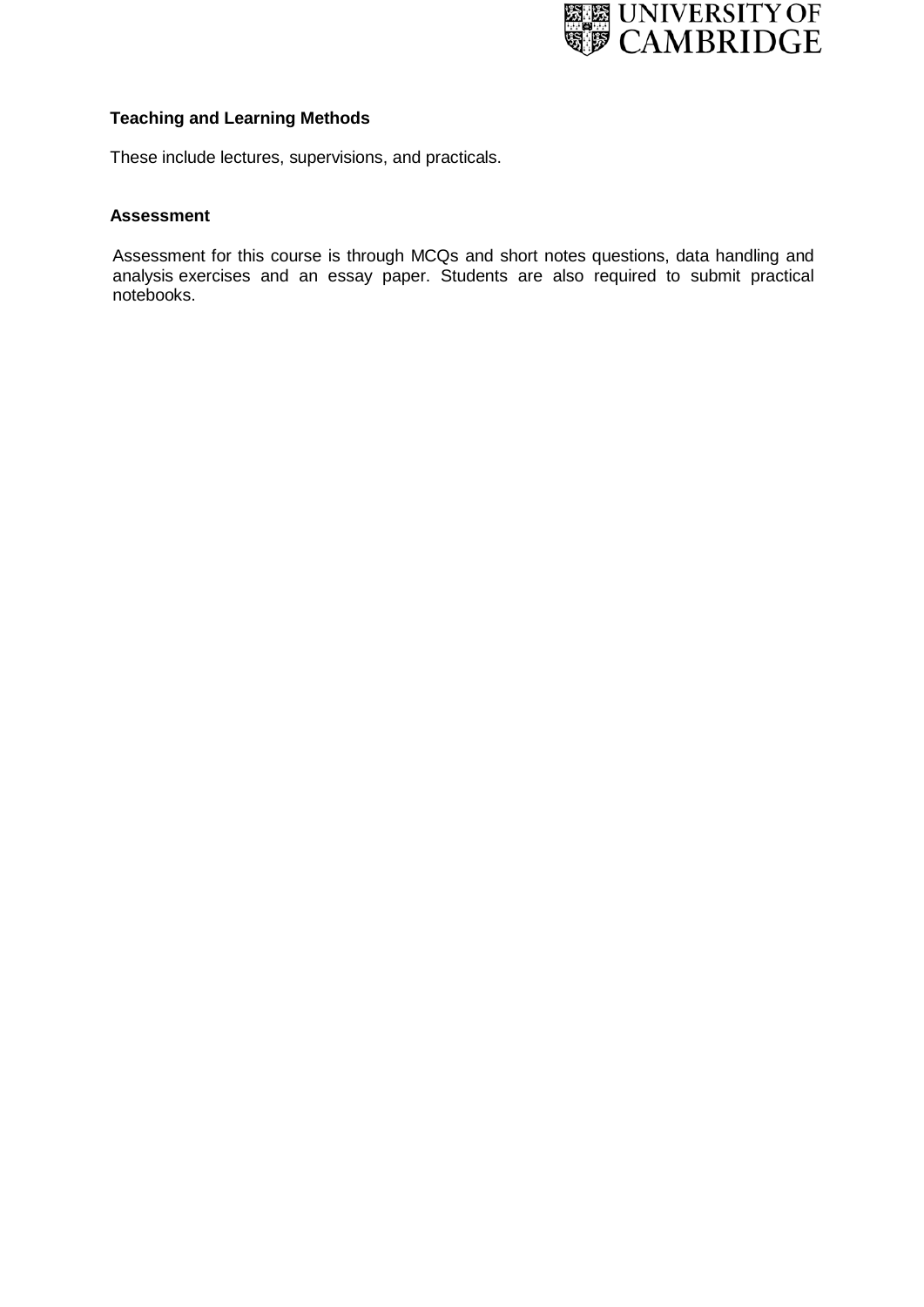### Teaching and Learning Methods

These include lectures, supervisions, and practicals.

### Assessment

Assessment for this course is through MCQs and short notes questions, data handling and analysis exercises and an essay paper. Students are also required to submit practical notebooks.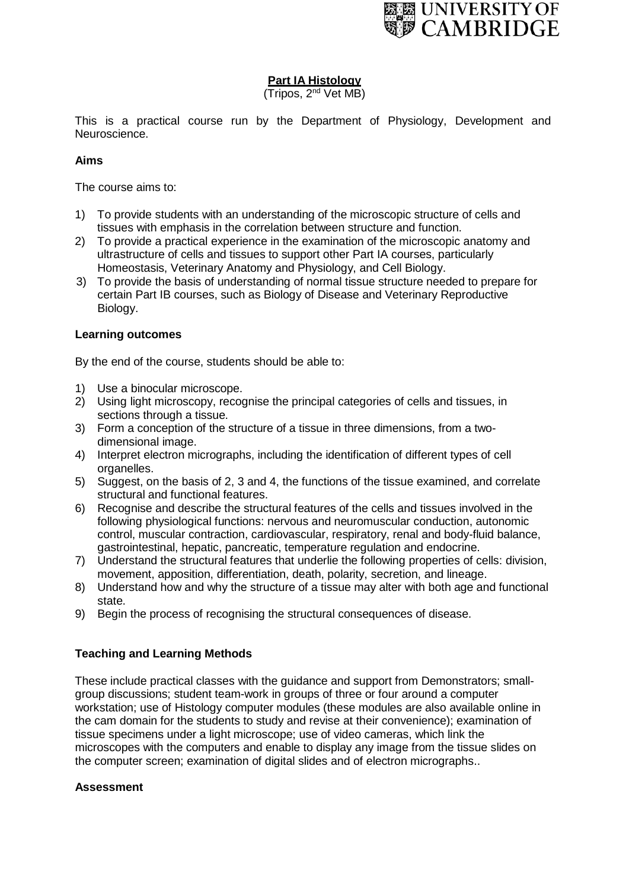## Part IA Histology

(Tripos, 2nd Vet MB)

This is a practical course run by the Department of Physiology, Development and Neuroscience.

### Aims

The course aims to:

1) To provide students with an understanding of the microscopic structure of cells and tissues with emphasis in the correlation between structure and function.
2) To provide a practical experience in the examination of the microscopic anatomy and ultrastructure of cells and tissues to support other Part IA courses, particularly Homeostasis, Veterinary Anatomy and Physiology, and Cell Biology.
3) To provide the basis of understanding of normal tissue structure needed to prepare for certain Part IB courses, such as Biology of Disease and Veterinary Reproductive Biology.

### Learning outcomes

By the end of the course, students should be able to:

1) Use a binocular microscope.
2) Using light microscopy, recognise the principal categories of cells and tissues, in sections through a tissue.
3) Form a conception of the structure of a tissue in three dimensions, from a two-dimensional image.
4) Interpret electron micrographs, including the identification of different types of cell organelles.
5) Suggest, on the basis of 2, 3 and 4, the functions of the tissue examined, and correlate structural and functional features.
6) Recognise and describe the structural features of the cells and tissues involved in the following physiological functions: nervous and neuromuscular conduction, autonomic control, muscular contraction, cardiovascular, respiratory, renal and body-fluid balance, gastrointestinal, hepatic, pancreatic, temperature regulation and endocrine.
7) Understand the structural features that underlie the following properties of cells: division, movement, apposition, differentiation, death, polarity, secretion, and lineage.
8) Understand how and why the structure of a tissue may alter with both age and functional state.
9) Begin the process of recognising the structural consequences of disease.

### Teaching and Learning Methods

These include practical classes with the guidance and support from Demonstrators; small-group discussions; student team-work in groups of three or four around a computer workstation; use of Histology computer modules (these modules are also available online in the cam domain for the students to study and revise at their convenience); examination of tissue specimens under a light microscope; use of video cameras, which link the microscopes with the computers and enable to display any image from the tissue slides on the computer screen; examination of digital slides and of electron micrographs..

### Assessment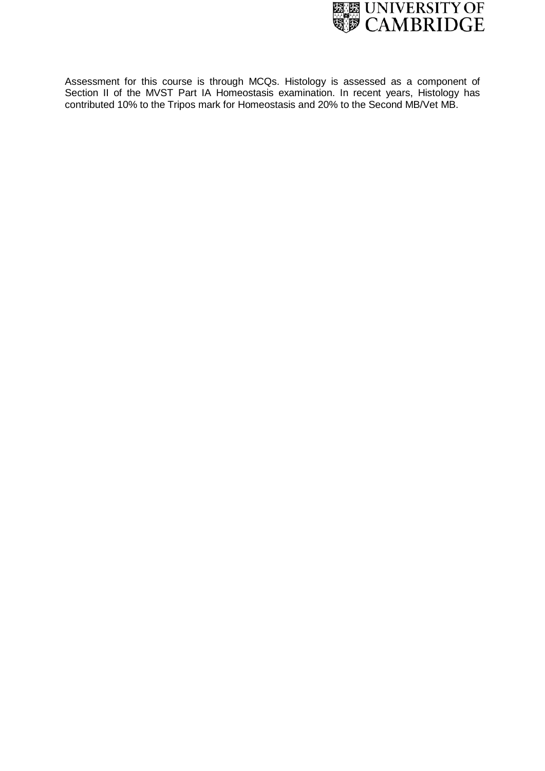Assessment for this course is through MCQs. Histology is assessed as a component of Section II of the MVST Part IA Homeostasis examination. In recent years, Histology has contributed 10% to the Tripos mark for Homeostasis and 20% to the Second MB/Vet MB.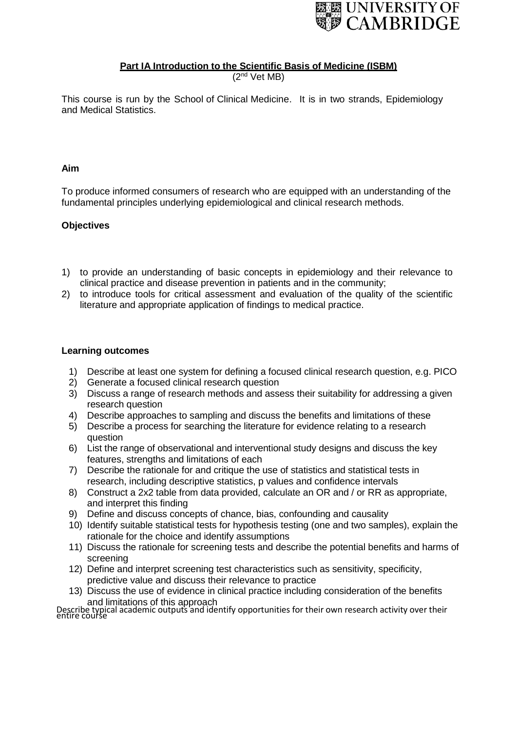**Part IA Introduction to the Scientific Basis of Medicine (ISBM)**
(2nd Vet MB)

This course is run by the School of Clinical Medicine. It is in two strands, Epidemiology and Medical Statistics.

**Aim**

To produce informed consumers of research who are equipped with an understanding of the fundamental principles underlying epidemiological and clinical research methods.

**Objectives**

1) to provide an understanding of basic concepts in epidemiology and their relevance to clinical practice and disease prevention in patients and in the community;
2) to introduce tools for critical assessment and evaluation of the quality of the scientific literature and appropriate application of findings to medical practice.

**Learning outcomes**

1) Describe at least one system for defining a focused clinical research question, e.g. PICO
2) Generate a focused clinical research question
3) Discuss a range of research methods and assess their suitability for addressing a given research question
4) Describe approaches to sampling and discuss the benefits and limitations of these
5) Describe a process for searching the literature for evidence relating to a research question
6) List the range of observational and interventional study designs and discuss the key features, strengths and limitations of each
7) Describe the rationale for and critique the use of statistics and statistical tests in research, including descriptive statistics, p values and confidence intervals
8) Construct a 2x2 table from data provided, calculate an OR and / or RR as appropriate, and interpret this finding
9) Define and discuss concepts of chance, bias, confounding and causality
10) Identify suitable statistical tests for hypothesis testing (one and two samples), explain the rationale for the choice and identify assumptions
11) Discuss the rationale for screening tests and describe the potential benefits and harms of screening
12) Define and interpret screening test characteristics such as sensitivity, specificity, predictive value and discuss their relevance to practice
13) Discuss the use of evidence in clinical practice including consideration of the benefits and limitations of this approach

Describe typical academic outputs and identify opportunities for their own research activity over their entire course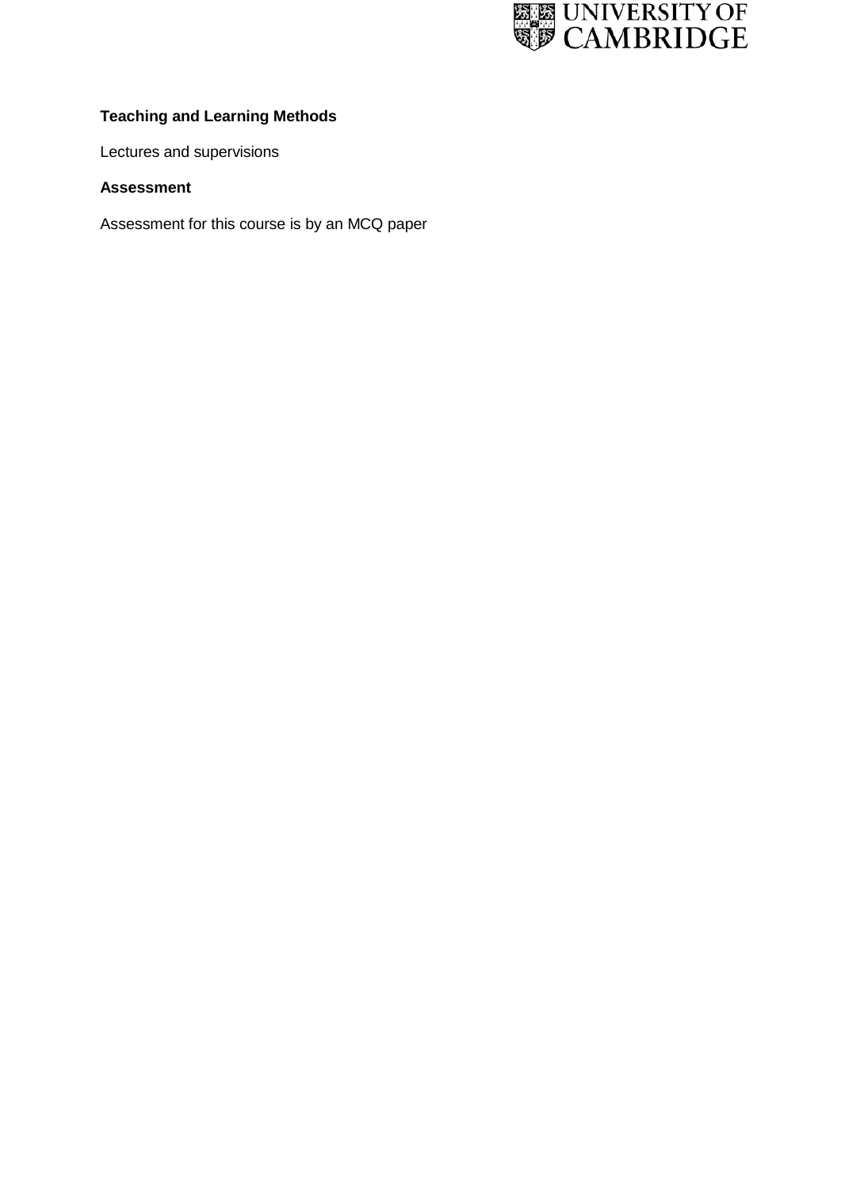**Teaching and Learning Methods**

Lectures and supervisions

**Assessment**

Assessment for this course is by an MCQ paper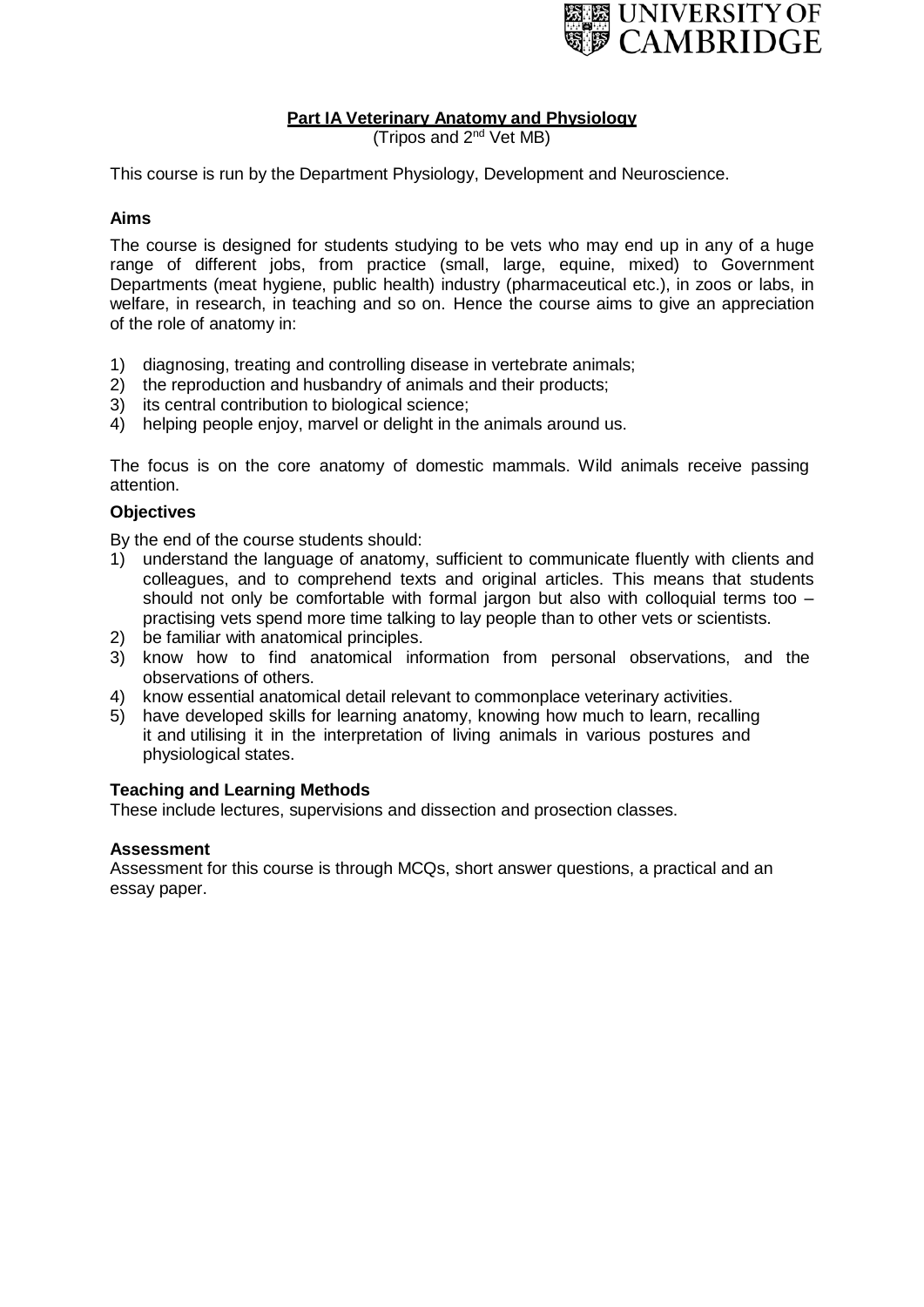**Part IA Veterinary Anatomy and Physiology**
(Tripos and 2nd Vet MB)

This course is run by the Department Physiology, Development and Neuroscience.

**Aims**

The course is designed for students studying to be vets who may end up in any of a huge range of different jobs, from practice (small, large, equine, mixed) to Government Departments (meat hygiene, public health) industry (pharmaceutical etc.), in zoos or labs, in welfare, in research, in teaching and so on. Hence the course aims to give an appreciation of the role of anatomy in:

1) diagnosing, treating and controlling disease in vertebrate animals;
2) the reproduction and husbandry of animals and their products;
3) its central contribution to biological science;
4) helping people enjoy, marvel or delight in the animals around us.

The focus is on the core anatomy of domestic mammals. Wild animals receive passing attention.

**Objectives**

By the end of the course students should:

1) understand the language of anatomy, sufficient to communicate fluently with clients and colleagues, and to comprehend texts and original articles. This means that students should not only be comfortable with formal jargon but also with colloquial terms too – practising vets spend more time talking to lay people than to other vets or scientists.
2) be familiar with anatomical principles.
3) know how to find anatomical information from personal observations, and the observations of others.
4) know essential anatomical detail relevant to commonplace veterinary activities.
5) have developed skills for learning anatomy, knowing how much to learn, recalling it and utilising it in the interpretation of living animals in various postures and physiological states.

**Teaching and Learning Methods**

These include lectures, supervisions and dissection and prosection classes.

**Assessment**

Assessment for this course is through MCQs, short answer questions, a practical and an essay paper.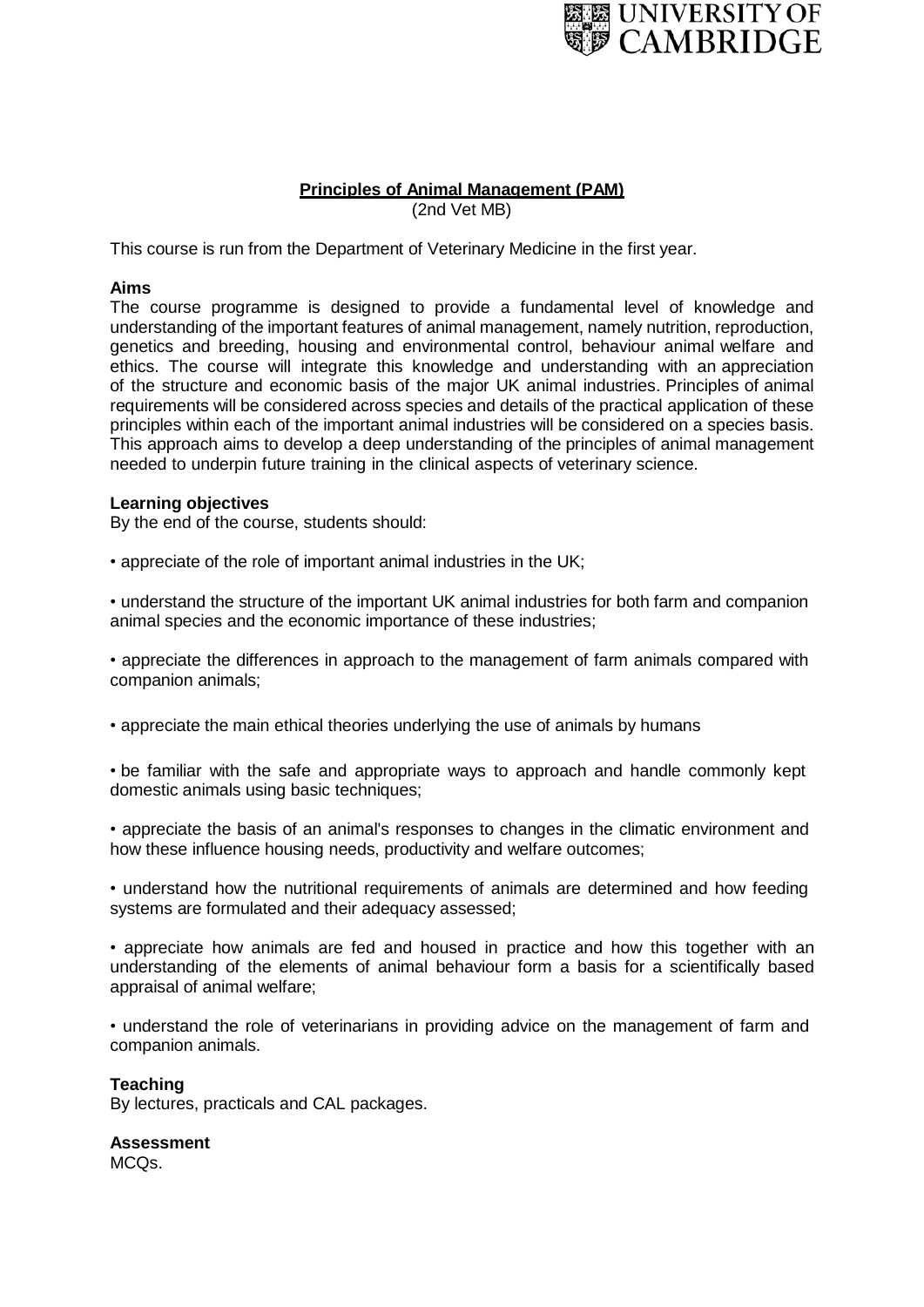**Principles of Animal Management (PAM)**

(2nd Vet MB)

This course is run from the Department of Veterinary Medicine in the first year.

**Aims**

The course programme is designed to provide a fundamental level of knowledge and understanding of the important features of animal management, namely nutrition, reproduction, genetics and breeding, housing and environmental control, behaviour animal welfare and ethics. The course will integrate this knowledge and understanding with an appreciation of the structure and economic basis of the major UK animal industries. Principles of animal requirements will be considered across species and details of the practical application of these principles within each of the important animal industries will be considered on a species basis. This approach aims to develop a deep understanding of the principles of animal management needed to underpin future training in the clinical aspects of veterinary science.

**Learning objectives**

By the end of the course, students should:

- appreciate of the role of important animal industries in the UK;
- understand the structure of the important UK animal industries for both farm and companion animal species and the economic importance of these industries;
- appreciate the differences in approach to the management of farm animals compared with companion animals;
- appreciate the main ethical theories underlying the use of animals by humans
- be familiar with the safe and appropriate ways to approach and handle commonly kept domestic animals using basic techniques;
- appreciate the basis of an animal's responses to changes in the climatic environment and how these influence housing needs, productivity and welfare outcomes;
- understand how the nutritional requirements of animals are determined and how feeding systems are formulated and their adequacy assessed;
- appreciate how animals are fed and housed in practice and how this together with an understanding of the elements of animal behaviour form a basis for a scientifically based appraisal of animal welfare;
- understand the role of veterinarians in providing advice on the management of farm and companion animals.

**Teaching**

By lectures, practicals and CAL packages.

**Assessment**

MCQs.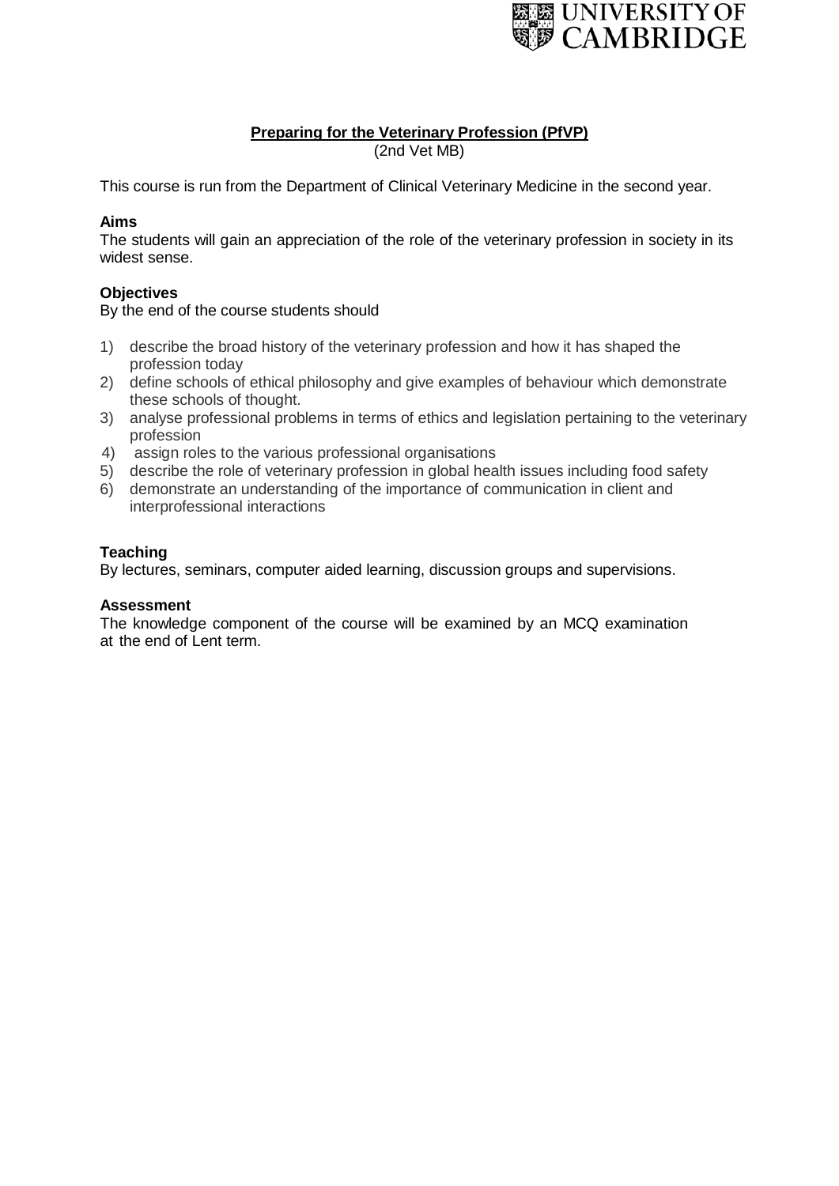UNIVERSITY OF CAMBRIDGE

## Preparing for the Veterinary Profession (PfVP)

(2nd Vet MB)

This course is run from the Department of Clinical Veterinary Medicine in the second year.

**Aims**

The students will gain an appreciation of the role of the veterinary profession in society in its widest sense.

**Objectives**

By the end of the course students should

1) describe the broad history of the veterinary profession and how it has shaped the profession today
2) define schools of ethical philosophy and give examples of behaviour which demonstrate these schools of thought.
3) analyse professional problems in terms of ethics and legislation pertaining to the veterinary profession
4) assign roles to the various professional organisations
5) describe the role of veterinary profession in global health issues including food safety
6) demonstrate an understanding of the importance of communication in client and interprofessional interactions

**Teaching**

By lectures, seminars, computer aided learning, discussion groups and supervisions.

**Assessment**

The knowledge component of the course will be examined by an MCQ examination at the end of Lent term.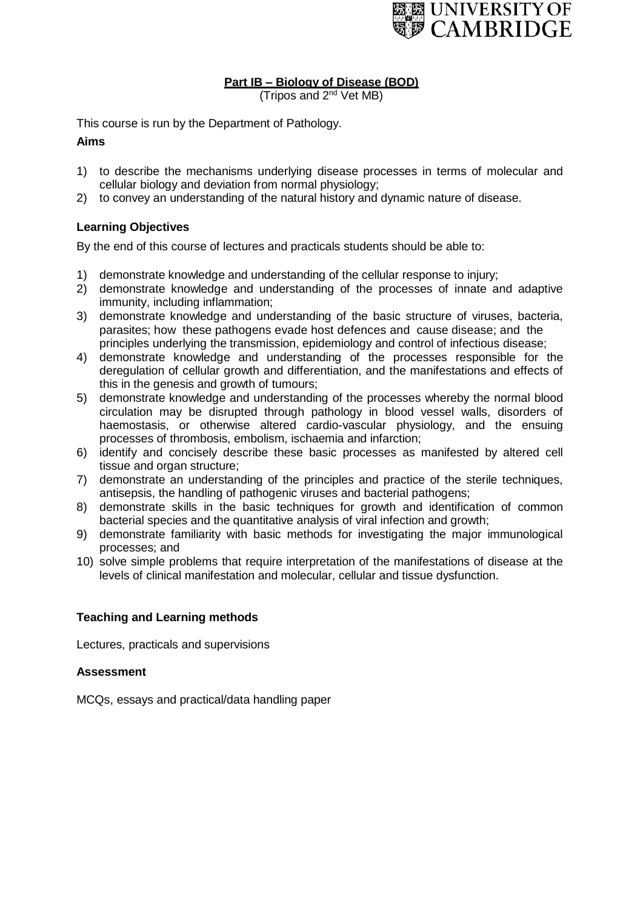**Part IB – Biology of Disease (BOD)**
(Tripos and 2nd Vet MB)

This course is run by the Department of Pathology.

**Aims**

1) to describe the mechanisms underlying disease processes in terms of molecular and cellular biology and deviation from normal physiology;
2) to convey an understanding of the natural history and dynamic nature of disease.

**Learning Objectives**

By the end of this course of lectures and practicals students should be able to:

1) demonstrate knowledge and understanding of the cellular response to injury;
2) demonstrate knowledge and understanding of the processes of innate and adaptive immunity, including inflammation;
3) demonstrate knowledge and understanding of the basic structure of viruses, bacteria, parasites; how these pathogens evade host defences and cause disease; and the principles underlying the transmission, epidemiology and control of infectious disease;
4) demonstrate knowledge and understanding of the processes responsible for the deregulation of cellular growth and differentiation, and the manifestations and effects of this in the genesis and growth of tumours;
5) demonstrate knowledge and understanding of the processes whereby the normal blood circulation may be disrupted through pathology in blood vessel walls, disorders of haemostasis, or otherwise altered cardio-vascular physiology, and the ensuing processes of thrombosis, embolism, ischaemia and infarction;
6) identify and concisely describe these basic processes as manifested by altered cell tissue and organ structure;
7) demonstrate an understanding of the principles and practice of the sterile techniques, antisepsis, the handling of pathogenic viruses and bacterial pathogens;
8) demonstrate skills in the basic techniques for growth and identification of common bacterial species and the quantitative analysis of viral infection and growth;
9) demonstrate familiarity with basic methods for investigating the major immunological processes; and
10) solve simple problems that require interpretation of the manifestations of disease at the levels of clinical manifestation and molecular, cellular and tissue dysfunction.

**Teaching and Learning methods**

Lectures, practicals and supervisions

**Assessment**

MCQs, essays and practical/data handling paper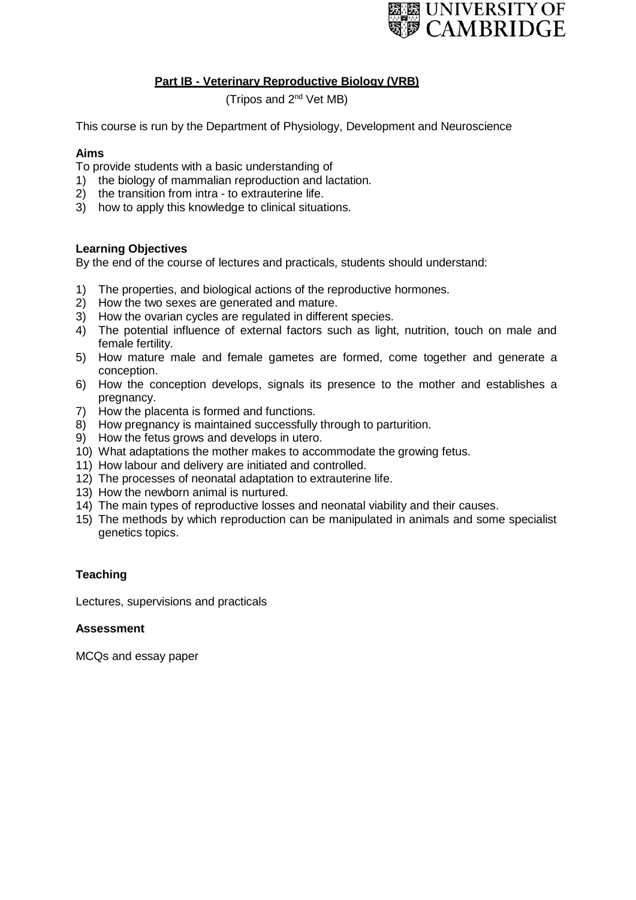## Part IB - Veterinary Reproductive Biology (VRB)

(Tripos and 2nd Vet MB)

This course is run by the Department of Physiology, Development and Neuroscience

**Aims**

To provide students with a basic understanding of

1) the biology of mammalian reproduction and lactation.
2) the transition from intra - to extrauterine life.
3) how to apply this knowledge to clinical situations.

**Learning Objectives**

By the end of the course of lectures and practicals, students should understand:

1) The properties, and biological actions of the reproductive hormones.
2) How the two sexes are generated and mature.
3) How the ovarian cycles are regulated in different species.
4) The potential influence of external factors such as light, nutrition, touch on male and female fertility.
5) How mature male and female gametes are formed, come together and generate a conception.
6) How the conception develops, signals its presence to the mother and establishes a pregnancy.
7) How the placenta is formed and functions.
8) How pregnancy is maintained successfully through to parturition.
9) How the fetus grows and develops in utero.
10) What adaptations the mother makes to accommodate the growing fetus.
11) How labour and delivery are initiated and controlled.
12) The processes of neonatal adaptation to extrauterine life.
13) How the newborn animal is nurtured.
14) The main types of reproductive losses and neonatal viability and their causes.
15) The methods by which reproduction can be manipulated in animals and some specialist genetics topics.

**Teaching**

Lectures, supervisions and practicals

**Assessment**

MCQs and essay paper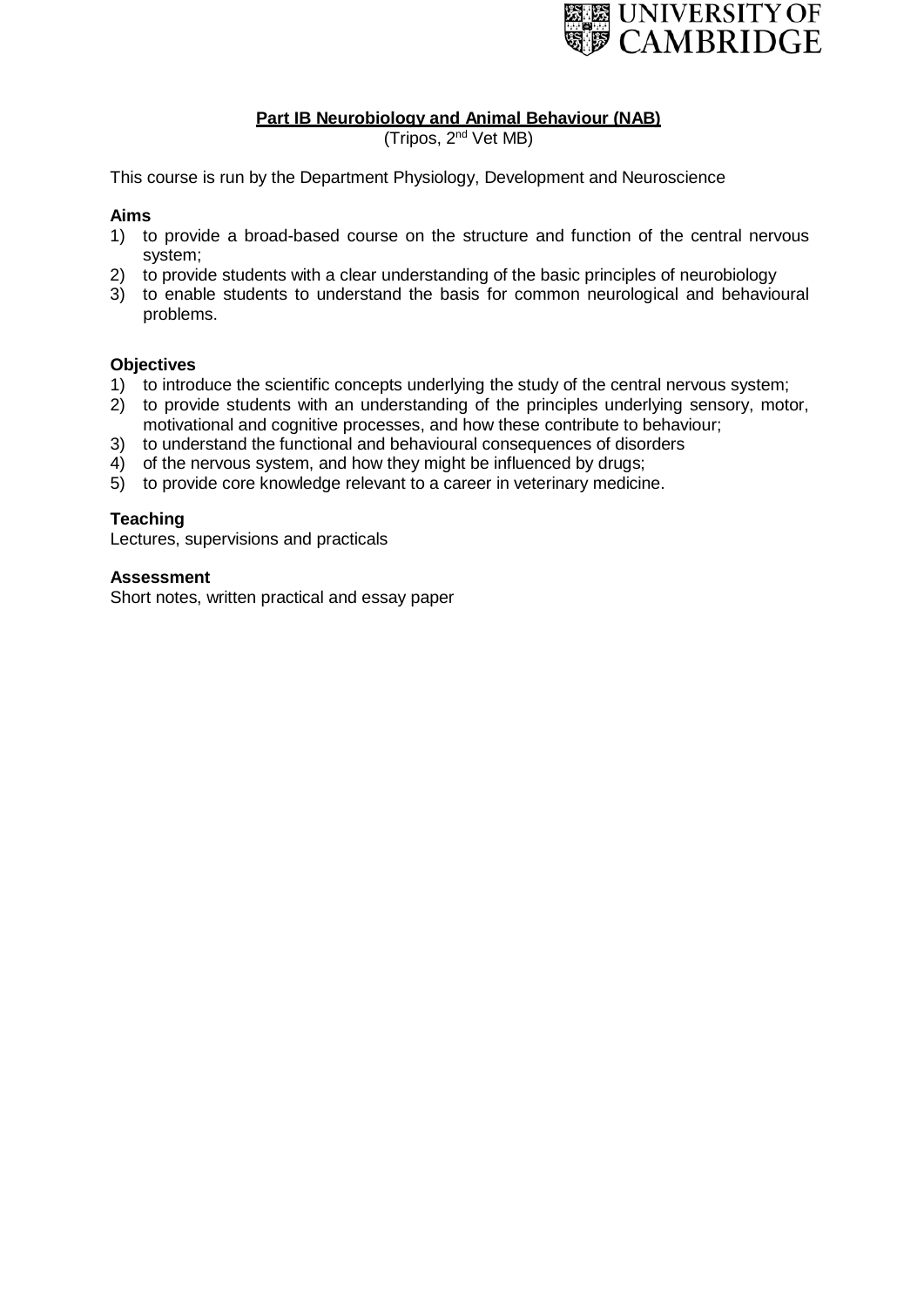**Part IB Neurobiology and Animal Behaviour (NAB)**

(Tripos, 2nd Vet MB)

This course is run by the Department Physiology, Development and Neuroscience

**Aims**

1) to provide a broad-based course on the structure and function of the central nervous system;
2) to provide students with a clear understanding of the basic principles of neurobiology
3) to enable students to understand the basis for common neurological and behavioural problems.

**Objectives**

1) to introduce the scientific concepts underlying the study of the central nervous system;
2) to provide students with an understanding of the principles underlying sensory, motor, motivational and cognitive processes, and how these contribute to behaviour;
3) to understand the functional and behavioural consequences of disorders
4) of the nervous system, and how they might be influenced by drugs;
5) to provide core knowledge relevant to a career in veterinary medicine.

**Teaching**

Lectures, supervisions and practicals

**Assessment**

Short notes, written practical and essay paper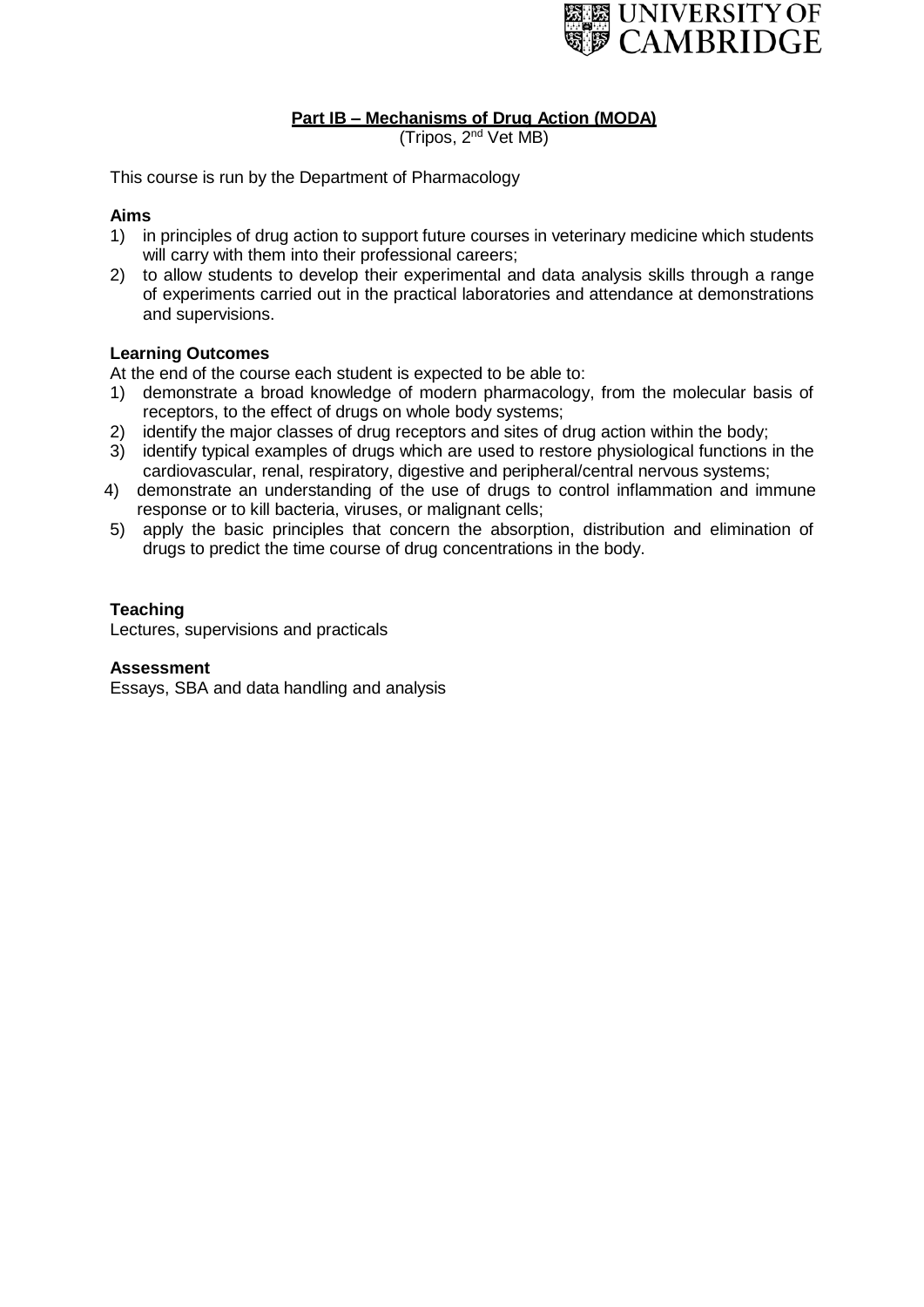**Part IB – Mechanisms of Drug Action (MODA)**
(Tripos, 2nd Vet MB)

This course is run by the Department of Pharmacology

**Aims**

1) in principles of drug action to support future courses in veterinary medicine which students will carry with them into their professional careers;
2) to allow students to develop their experimental and data analysis skills through a range of experiments carried out in the practical laboratories and attendance at demonstrations and supervisions.

**Learning Outcomes**

At the end of the course each student is expected to be able to:

1) demonstrate a broad knowledge of modern pharmacology, from the molecular basis of receptors, to the effect of drugs on whole body systems;
2) identify the major classes of drug receptors and sites of drug action within the body;
3) identify typical examples of drugs which are used to restore physiological functions in the cardiovascular, renal, respiratory, digestive and peripheral/central nervous systems;
4) demonstrate an understanding of the use of drugs to control inflammation and immune response or to kill bacteria, viruses, or malignant cells;
5) apply the basic principles that concern the absorption, distribution and elimination of drugs to predict the time course of drug concentrations in the body.

**Teaching**

Lectures, supervisions and practicals

**Assessment**

Essays, SBA and data handling and analysis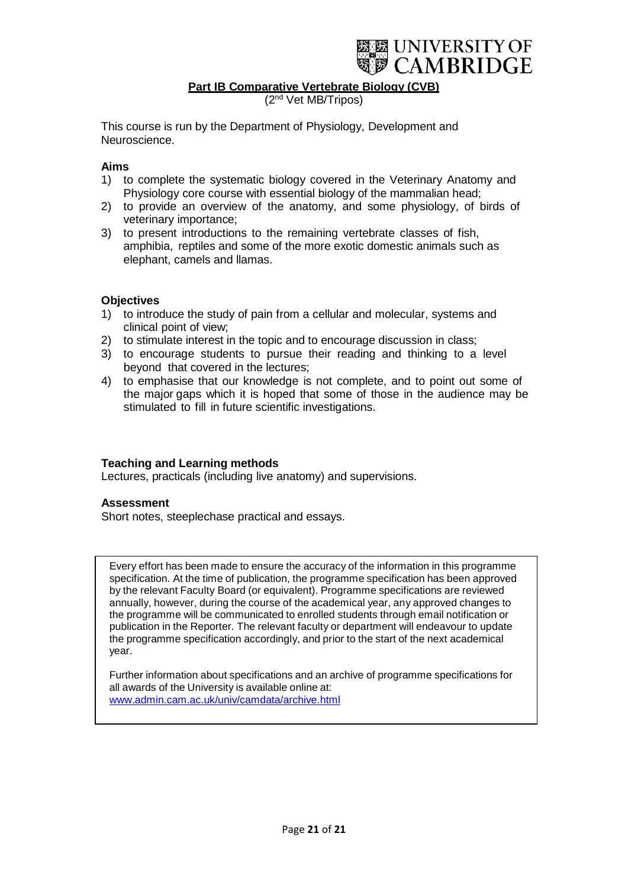**Part IB Comparative Vertebrate Biology (CVB)**

(2nd Vet MB/Tripos)

This course is run by the Department of Physiology, Development and Neuroscience.

### Aims

1) to complete the systematic biology covered in the Veterinary Anatomy and Physiology core course with essential biology of the mammalian head;
2) to provide an overview of the anatomy, and some physiology, of birds of veterinary importance;
3) to present introductions to the remaining vertebrate classes of fish, amphibia, reptiles and some of the more exotic domestic animals such as elephant, camels and llamas.

### Objectives

1) to introduce the study of pain from a cellular and molecular, systems and clinical point of view;
2) to stimulate interest in the topic and to encourage discussion in class;
3) to encourage students to pursue their reading and thinking to a level beyond that covered in the lectures;
4) to emphasise that our knowledge is not complete, and to point out some of the major gaps which it is hoped that some of those in the audience may be stimulated to fill in future scientific investigations.

### Teaching and Learning methods

Lectures, practicals (including live anatomy) and supervisions.

### Assessment

Short notes, steeplechase practical and essays.

Every effort has been made to ensure the accuracy of the information in this programme specification. At the time of publication, the programme specification has been approved by the relevant Faculty Board (or equivalent). Programme specifications are reviewed annually, however, during the course of the academical year, any approved changes to the programme will be communicated to enrolled students through email notification or publication in the Reporter. The relevant faculty or department will endeavour to update the programme specification accordingly, and prior to the start of the next academical year.

Further information about specifications and an archive of programme specifications for all awards of the University is available online at: [www.admin.cam.ac.uk/univ/camdata/archive.html](http://www.admin.cam.ac.uk/univ/camdata/archive.html)